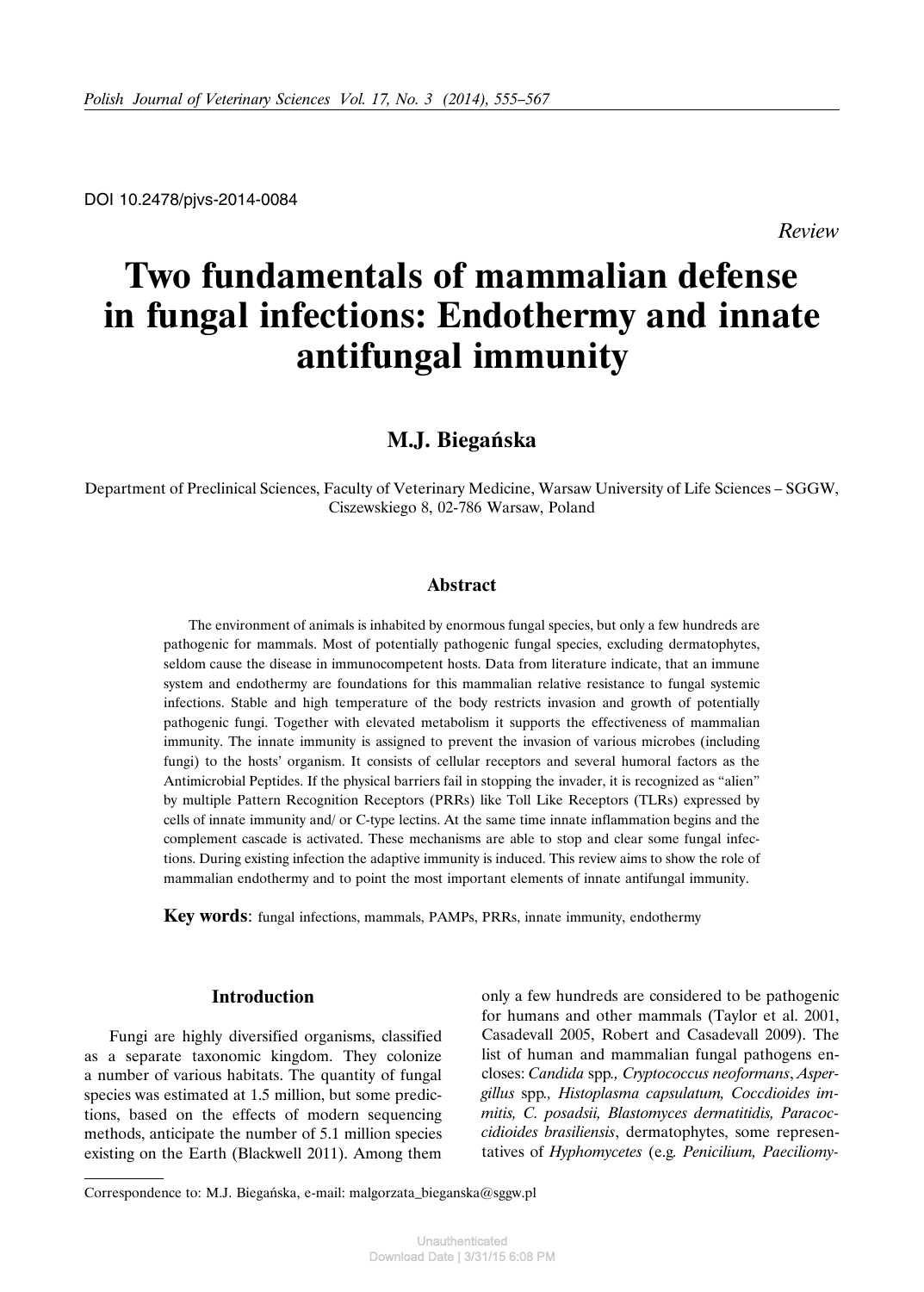DOI 10.2478/pjvs-2014-0084

*Review*

# Two fundamentals of mammalian defense in fungal infections: Endothermy and innate antifungal immunity

## M.J. Biegańska

Department of Preclinical Sciences, Faculty of Veterinary Medicine, Warsaw University of Life Sciences – SGGW, Ciszewskiego 8, 02-786 Warsaw, Poland

### Abstract

The environment of animals is inhabited by enormous fungal species, but only a few hundreds are pathogenic for mammals. Most of potentially pathogenic fungal species, excluding dermatophytes, seldom cause the disease in immunocompetent hosts. Data from literature indicate, that an immune system and endothermy are foundations for this mammalian relative resistance to fungal systemic infections. Stable and high temperature of the body restricts invasion and growth of potentially pathogenic fungi. Together with elevated metabolism it supports the effectiveness of mammalian immunity. The innate immunity is assigned to prevent the invasion of various microbes (including fungi) to the hosts' organism. It consists of cellular receptors and several humoral factors as the Antimicrobial Peptides. If the physical barriers fail in stopping the invader, it is recognized as "alien" by multiple Pattern Recognition Receptors (PRRs) like Toll Like Receptors (TLRs) expressed by cells of innate immunity and/ or C-type lectins. At the same time innate inflammation begins and the complement cascade is activated. These mechanisms are able to stop and clear some fungal infections. During existing infection the adaptive immunity is induced. This review aims to show the role of mammalian endothermy and to point the most important elements of innate antifungal immunity.

**Key words**: fungal infections, mammals, PAMPs, PRRs, innate immunity, endothermy

### Introduction

Fungi are highly diversified organisms, classified as a separate taxonomic kingdom. They colonize a number of various habitats. The quantity of fungal species was estimated at 1.5 million, but some predictions, based on the effects of modern sequencing methods, anticipate the number of 5.1 million species existing on the Earth (Blackwell 2011). Among them only a few hundreds are considered to be pathogenic for humans and other mammals (Taylor et al. 2001, Casadevall 2005, Robert and Casadevall 2009). The list of human and mammalian fungal pathogens encloses: *Candida* spp., *Cryptococcus neoformans*, *Aspergillus* spp., *Histoplasma capsulatum*, *Coccdioides immitis*, *C. posadsii*, *Blastomyces dermatitidis*, *Paracoccidioides brasiliensis*, dermatophytes, some representatives of *Hyphomycetes* (e.g. *Penicilium*, *Paeciliomy-*

Correspondence to: M.J. Biegańska, e-mail: malgorzata_bieganska@sggw.pl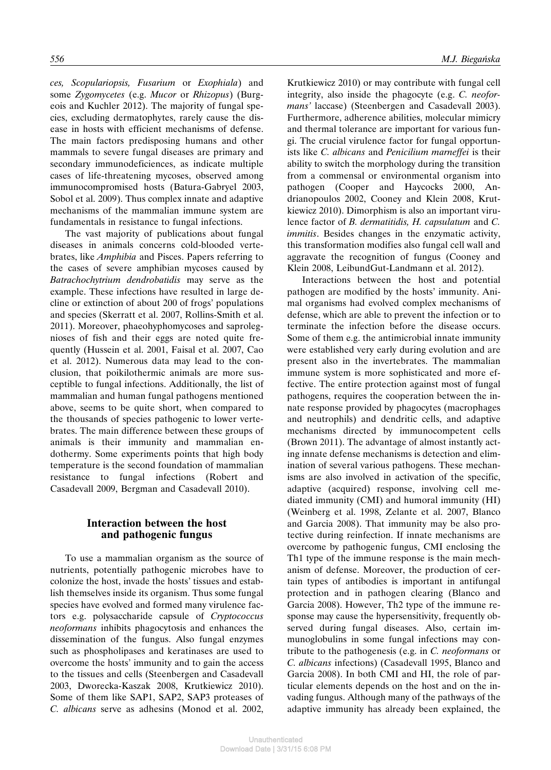*ces, Scopulariopsis, Fusarium* or *Exophiala*) and some *Zygomycetes* (e.g. *Mucor* or *Rhizopus*) (Burgeois and Kuchler 2012). The majority of fungal species, excluding dermatophytes, rarely cause the disease in hosts with efficient mechanisms of defense. The main factors predisposing humans and other mammals to severe fungal diseases are primary and secondary immunodeficiences, as indicate multiple cases of life-threatening mycoses, observed among immunocompromised hosts (Batura-Gabryel 2003, Sobol et al. 2009). Thus complex innate and adaptive mechanisms of the mammalian immune system are fundamentals in resistance to fungal infections.

The vast majority of publications about fungal diseases in animals concerns cold-blooded vertebrates, like *Amphibia* and Pisces. Papers referring to the cases of severe amphibian mycoses caused by *Batrachochytrium dendrobatidis* may serve as the example. These infections have resulted in large decline or extinction of about 200 of frogs' populations and species (Skerratt et al. 2007, Rollins-Smith et al. 2011). Moreover, phaeohyphomycoses and saprolegnioses of fish and their eggs are noted quite frequently (Hussein et al. 2001, Faisal et al. 2007, Cao et al. 2012). Numerous data may lead to the conclusion, that poikilothermic animals are more susceptible to fungal infections. Additionally, the list of mammalian and human fungal pathogens mentioned above, seems to be quite short, when compared to the thousands of species pathogenic to lower vertebrates. The main difference between these groups of animals is their immunity and mammalian endothermy. Some experiments points that high body temperature is the second foundation of mammalian resistance to fungal infections (Robert and Casadevall 2009, Bergman and Casadevall 2010).

## Interaction between the host and pathogenic fungus

To use a mammalian organism as the source of nutrients, potentially pathogenic microbes have to colonize the host, invade the hosts' tissues and establish themselves inside its organism. Thus some fungal species have evolved and formed many virulence factors e.g. polysaccharide capsule of *Cryptococcus neoformans* inhibits phagocytosis and enhances the dissemination of the fungus. Also fungal enzymes such as phospholipases and keratinases are used to overcome the hosts' immunity and to gain the access to the tissues and cells (Steenbergen and Casadevall 2003, Dworecka-Kaszak 2008, Krutkiewicz 2010). Some of them like SAP1, SAP2, SAP3 proteases of *C. albicans* serve as adhesins (Monod et al. 2002, Krutkiewicz 2010) or may contribute with fungal cell integrity, also inside the phagocyte (e.g. *C. neoformans'* laccase) (Steenbergen and Casadevall 2003). Furthermore, adherence abilities, molecular mimicry and thermal tolerance are important for various fungi. The crucial virulence factor for fungal opportunists like *C. albicans* and *Penicilium marneffei* is their ability to switch the morphology during the transition from a commensal or environmental organism into pathogen (Cooper and Haycocks 2000, Andrianopoulos 2002, Cooney and Klein 2008, Krutkiewicz 2010). Dimorphism is also an important virulence factor of *B. dermatitidis, H. capsulatum* and *C. immitis*. Besides changes in the enzymatic activity, this transformation modifies also fungal cell wall and aggravate the recognition of fungus (Cooney and Klein 2008, LeibundGut-Landmann et al. 2012).

Interactions between the host and potential pathogen are modified by the hosts' immunity. Animal organisms had evolved complex mechanisms of defense, which are able to prevent the infection or to terminate the infection before the disease occurs. Some of them e.g. the antimicrobial innate immunity were established very early during evolution and are present also in the invertebrates. The mammalian immune system is more sophisticated and more effective. The entire protection against most of fungal pathogens, requires the cooperation between the innate response provided by phagocytes (macrophages and neutrophils) and dendritic cells, and adaptive mechanisms directed by immunocompetent cells (Brown 2011). The advantage of almost instantly acting innate defense mechanisms is detection and elimination of several various pathogens. These mechanisms are also involved in activation of the specific, adaptive (acquired) response, involving cell mediated immunity (CMI) and humoral immunity (HI) (Weinberg et al. 1998, Zelante et al. 2007, Blanco and Garcia 2008). That immunity may be also protective during reinfection. If innate mechanisms are overcome by pathogenic fungus, CMI enclosing the Th1 type of the immune response is the main mechanism of defense. Moreover, the production of certain types of antibodies is important in antifungal protection and in pathogen clearing (Blanco and Garcia 2008). However, Th2 type of the immune response may cause the hypersensitivity, frequently observed during fungal diseases. Also, certain immunoglobulins in some fungal infections may contribute to the pathogenesis (e.g. in *C. neoformans* or *C. albicans* infections) (Casadevall 1995, Blanco and Garcia 2008). In both CMI and HI, the role of particular elements depends on the host and on the invading fungus. Although many of the pathways of the adaptive immunity has already been explained, the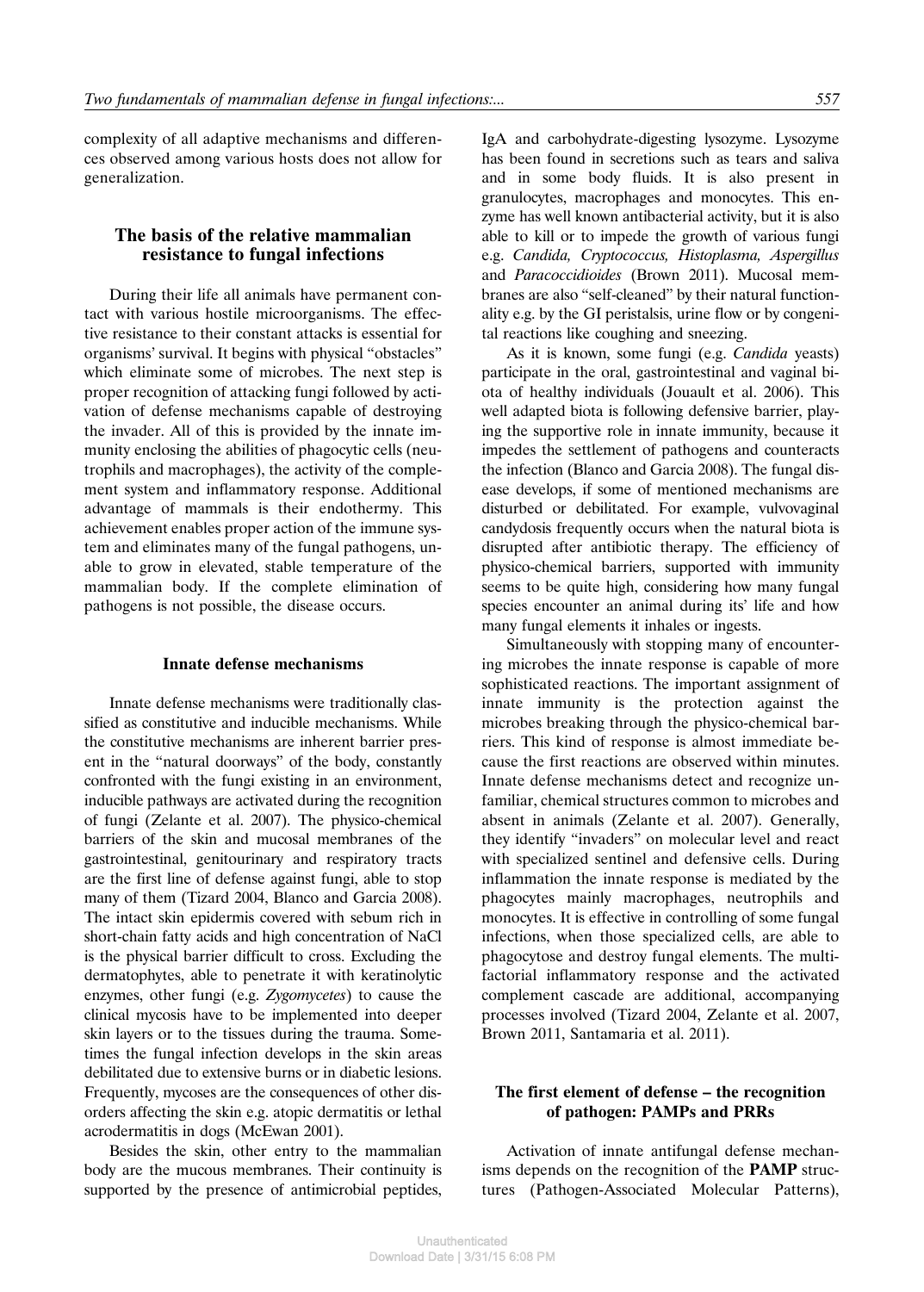complexity of all adaptive mechanisms and differences observed among various hosts does not allow for generalization.

## The basis of the relative mammalian resistance to fungal infections

During their life all animals have permanent contact with various hostile microorganisms. The effective resistance to their constant attacks is essential for organisms' survival. It begins with physical "obstacles" which eliminate some of microbes. The next step is proper recognition of attacking fungi followed by activation of defense mechanisms capable of destroying the invader. All of this is provided by the innate immunity enclosing the abilities of phagocytic cells (neutrophils and macrophages), the activity of the complement system and inflammatory response. Additional advantage of mammals is their endothermy. This achievement enables proper action of the immune system and eliminates many of the fungal pathogens, unable to grow in elevated, stable temperature of the mammalian body. If the complete elimination of pathogens is not possible, the disease occurs.

### Innate defense mechanisms

Innate defense mechanisms were traditionally classified as constitutive and inducible mechanisms. While the constitutive mechanisms are inherent barrier present in the "natural doorways" of the body, constantly confronted with the fungi existing in an environment, inducible pathways are activated during the recognition of fungi (Zelante et al. 2007). The physico-chemical barriers of the skin and mucosal membranes of the gastrointestinal, genitourinary and respiratory tracts are the first line of defense against fungi, able to stop many of them (Tizard 2004, Blanco and Garcia 2008). The intact skin epidermis covered with sebum rich in short-chain fatty acids and high concentration of NaCl is the physical barrier difficult to cross. Excluding the dermatophytes, able to penetrate it with keratinolytic enzymes, other fungi (e.g. *Zygomycetes*) to cause the clinical mycosis have to be implemented into deeper skin layers or to the tissues during the trauma. Sometimes the fungal infection develops in the skin areas debilitated due to extensive burns or in diabetic lesions. Frequently, mycoses are the consequences of other disorders affecting the skin e.g. atopic dermatitis or lethal acrodermatitis in dogs (McEwan 2001).

Besides the skin, other entry to the mammalian body are the mucous membranes. Their continuity is supported by the presence of antimicrobial peptides, IgA and carbohydrate-digesting lysozyme. Lysozyme has been found in secretions such as tears and saliva and in some body fluids. It is also present in granulocytes, macrophages and monocytes. This enzyme has well known antibacterial activity, but it is also able to kill or to impede the growth of various fungi e.g. *Candida, Cryptococcus, Histoplasma, Aspergillus* and *Paracoccidioides* (Brown 2011). Mucosal membranes are also "self-cleaned" by their natural functionality e.g. by the GI peristalsis, urine flow or by congenital reactions like coughing and sneezing.

As it is known, some fungi (e.g. *Candida* yeasts) participate in the oral, gastrointestinal and vaginal biota of healthy individuals (Jouault et al. 2006). This well adapted biota is following defensive barrier, playing the supportive role in innate immunity, because it impedes the settlement of pathogens and counteracts the infection (Blanco and Garcia 2008). The fungal disease develops, if some of mentioned mechanisms are disturbed or debilitated. For example, vulvovaginal candydosis frequently occurs when the natural biota is disrupted after antibiotic therapy. The efficiency of physico-chemical barriers, supported with immunity seems to be quite high, considering how many fungal species encounter an animal during its' life and how many fungal elements it inhales or ingests.

Simultaneously with stopping many of encountering microbes the innate response is capable of more sophisticated reactions. The important assignment of innate immunity is the protection against the microbes breaking through the physico-chemical barriers. This kind of response is almost immediate because the first reactions are observed within minutes. Innate defense mechanisms detect and recognize unfamiliar, chemical structures common to microbes and absent in animals (Zelante et al. 2007). Generally, they identify "invaders" on molecular level and react with specialized sentinel and defensive cells. During inflammation the innate response is mediated by the phagocytes mainly macrophages, neutrophils and monocytes. It is effective in controlling of some fungal infections, when those specialized cells, are able to phagocytose and destroy fungal elements. The multifactorial inflammatory response and the activated complement cascade are additional, accompanying processes involved (Tizard 2004, Zelante et al. 2007, Brown 2011, Santamaria et al. 2011).

### The first element of defense – the recognition of pathogen: PAMPs and PRRs

Activation of innate antifungal defense mechanisms depends on the recognition of the **PAMP** structures (Pathogen-Associated Molecular Patterns),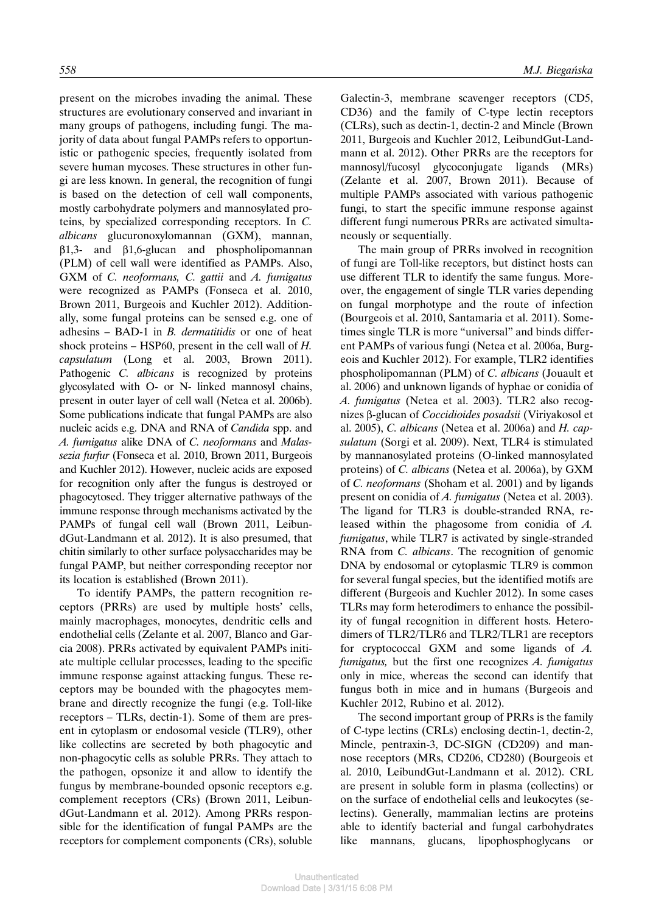present on the microbes invading the animal. These structures are evolutionary conserved and invariant in many groups of pathogens, including fungi. The majority of data about fungal PAMPs refers to opportunistic or pathogenic species, frequently isolated from severe human mycoses. These structures in other fungi are less known. In general, the recognition of fungi is based on the detection of cell wall components, mostly carbohydrate polymers and mannosylated proteins, by specialized corresponding receptors. In *C. albicans* glucuronoxylomannan (GXM), mannan, β1,3- and β1,6-glucan and phospholipomannan (PLM) of cell wall were identified as PAMPs. Also, GXM of *C. neoformans, C. gattii* and *A. fumigatus* were recognized as PAMPs (Fonseca et al. 2010, Brown 2011, Burgeois and Kuchler 2012). Additionally, some fungal proteins can be sensed e.g. one of adhesins – BAD-1 in *B. dermatitidis* or one of heat shock proteins – HSP60, present in the cell wall of *H. capsulatum* (Long et al. 2003, Brown 2011). Pathogenic *C. albicans* is recognized by proteins glycosylated with O- or N- linked mannosyl chains, present in outer layer of cell wall (Netea et al. 2006b). Some publications indicate that fungal PAMPs are also nucleic acids e.g. DNA and RNA of *Candida* spp. and *A. fumigatus* alike DNA of *C. neoformans* and *Malassezia furfur* (Fonseca et al. 2010, Brown 2011, Burgeois and Kuchler 2012). However, nucleic acids are exposed for recognition only after the fungus is destroyed or phagocytosed. They trigger alternative pathways of the immune response through mechanisms activated by the PAMPs of fungal cell wall (Brown 2011, LeibundGut-Landmann et al. 2012). It is also presumed, that chitin similarly to other surface polysaccharides may be fungal PAMP, but neither corresponding receptor nor its location is established (Brown 2011).

To identify PAMPs, the pattern recognition receptors (PRRs) are used by multiple hosts' cells, mainly macrophages, monocytes, dendritic cells and endothelial cells (Zelante et al. 2007, Blanco and Garcia 2008). PRRs activated by equivalent PAMPs initiate multiple cellular processes, leading to the specific immune response against attacking fungus. These receptors may be bounded with the phagocytes membrane and directly recognize the fungi (e.g. Toll-like receptors – TLRs, dectin-1). Some of them are present in cytoplasm or endosomal vesicle (TLR9), other like collectins are secreted by both phagocytic and non-phagocytic cells as soluble PRRs. They attach to the pathogen, opsonize it and allow to identify the fungus by membrane-bounded opsonic receptors e.g. complement receptors (CRs) (Brown 2011, LeibundGut-Landmann et al. 2012). Among PRRs responsible for the identification of fungal PAMPs are the receptors for complement components (CRs), soluble Galectin-3, membrane scavenger receptors (CD5, CD36) and the family of C-type lectin receptors (CLRs), such as dectin-1, dectin-2 and Mincle (Brown 2011, Burgeois and Kuchler 2012, LeibundGut-Landmann et al. 2012). Other PRRs are the receptors for mannosyl/fucosyl glycoconjugate ligands (MRs) (Zelante et al. 2007, Brown 2011). Because of multiple PAMPs associated with various pathogenic fungi, to start the specific immune response against different fungi numerous PRRs are activated simultaneously or sequentially.

The main group of PRRs involved in recognition of fungi are Toll-like receptors, but distinct hosts can use different TLR to identify the same fungus. Moreover, the engagement of single TLR varies depending on fungal morphotype and the route of infection (Bourgeois et al. 2010, Santamaria et al. 2011). Sometimes single TLR is more "universal" and binds different PAMPs of various fungi (Netea et al. 2006a, Burgeois and Kuchler 2012). For example, TLR2 identifies phospholipomannan (PLM) of *C. albicans* (Jouault et al. 2006) and unknown ligands of hyphae or conidia of *A. fumigatus* (Netea et al. 2003). TLR2 also recognizes β-glucan of *Coccidioides posadsii* (Viriyakosol et al. 2005), *C. albicans* (Netea et al. 2006a) and *H. capsulatum* (Sorgi et al. 2009). Next, TLR4 is stimulated by mannanosylated proteins (O-linked mannosylated proteins) of *C. albicans* (Netea et al. 2006a), by GXM of *C. neoformans* (Shoham et al. 2001) and by ligands present on conidia of *A. fumigatus* (Netea et al. 2003). The ligand for TLR3 is double-stranded RNA, released within the phagosome from conidia of *A. fumigatus*, while TLR7 is activated by single-stranded RNA from *C. albicans*. The recognition of genomic DNA by endosomal or cytoplasmic TLR9 is common for several fungal species, but the identified motifs are different (Burgeois and Kuchler 2012). In some cases TLRs may form heterodimers to enhance the possibility of fungal recognition in different hosts. Heterodimers of TLR2/TLR6 and TLR2/TLR1 are receptors for cryptococcal GXM and some ligands of *A. fumigatus,* but the first one recognizes *A. fumigatus* only in mice, whereas the second can identify that fungus both in mice and in humans (Burgeois and Kuchler 2012, Rubino et al. 2012).

The second important group of PRRs is the family of C-type lectins (CRLs) enclosing dectin-1, dectin-2, Mincle, pentraxin-3, DC-SIGN (CD209) and mannose receptors (MRs, CD206, CD280) (Bourgeois et al. 2010, LeibundGut-Landmann et al. 2012). CRL are present in soluble form in plasma (collectins) or on the surface of endothelial cells and leukocytes (selectins). Generally, mammalian lectins are proteins able to identify bacterial and fungal carbohydrates like mannans, glucans, lipophosphoglycans or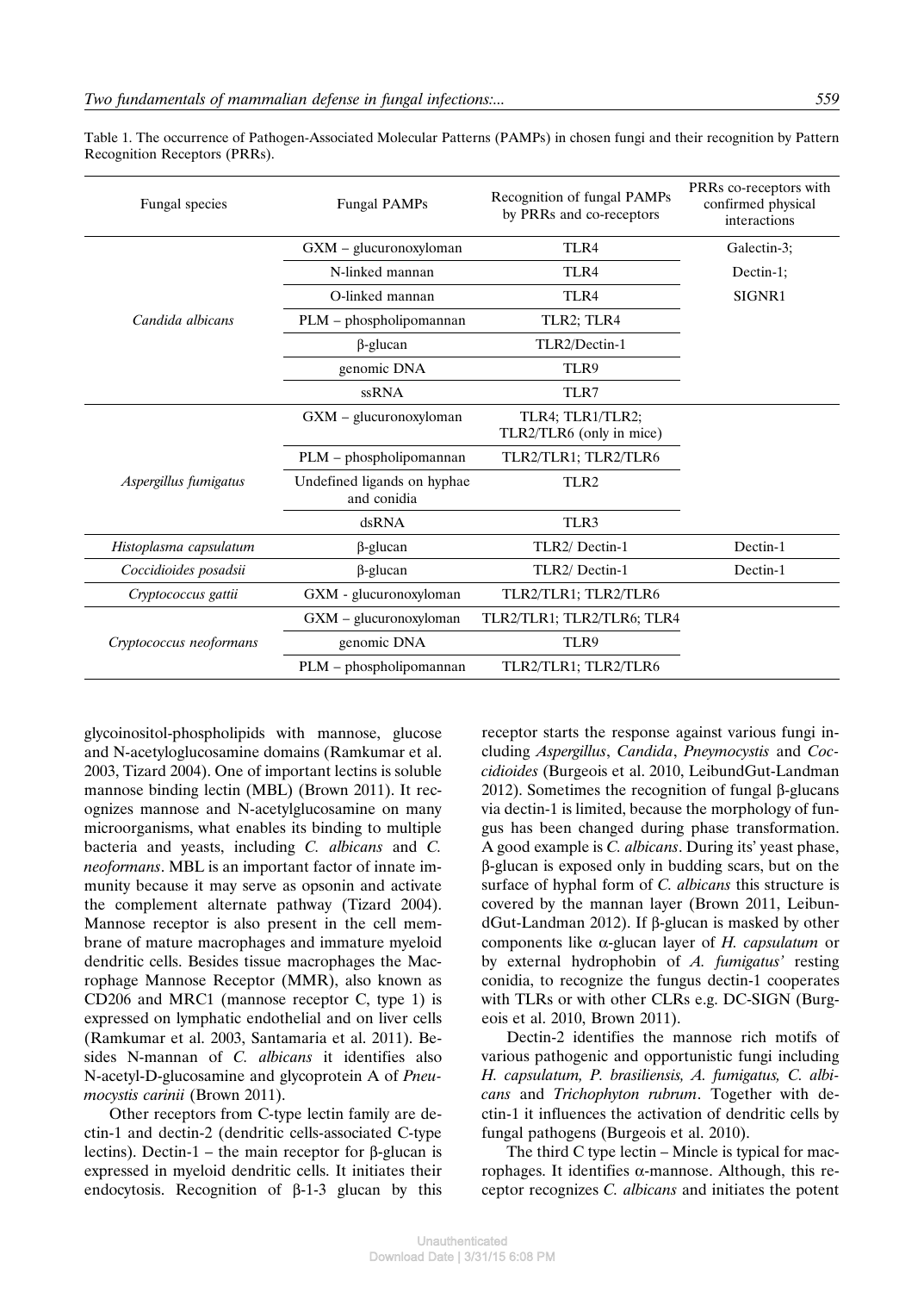Table 1. The occurrence of Pathogen-Associated Molecular Patterns (PAMPs) in chosen fungi and their recognition by Pattern Recognition Receptors (PRRs).

| Fungal species | Fungal PAMPs | Recognition of fungal PAMPs by PRRs and co-receptors | PRRs co-receptors with confirmed physical interactions |
|---|---|---|---|
| *Candida albicans* | GXM – glucuronoxyloman | TLR4 | Galectin-3; |
| | N-linked mannan | TLR4 | Dectin-1; |
| | O-linked mannan | TLR4 | SIGNR1 |
| | PLM – phospholipomannan | TLR2; TLR4 | |
| | β-glucan | TLR2/Dectin-1 | |
| | genomic DNA | TLR9 | |
| | ssRNA | TLR7 | |
| *Aspergillus fumigatus* | GXM – glucuronoxyloman | TLR4; TLR1/TLR2; TLR2/TLR6 (only in mice) | |
| | PLM – phospholipomannan | TLR2/TLR1; TLR2/TLR6 | |
| | Undefined ligands on hyphae and conidia | TLR2 | |
| | dsRNA | TLR3 | |
| *Histoplasma capsulatum* | β-glucan | TLR2/ Dectin-1 | Dectin-1 |
| *Coccidioides posadsii* | β-glucan | TLR2/ Dectin-1 | Dectin-1 |
| *Cryptococcus gattii* | GXM - glucuronoxyloman | TLR2/TLR1; TLR2/TLR6 | |
| *Cryptococcus neoformans* | GXM – glucuronoxyloman | TLR2/TLR1; TLR2/TLR6; TLR4 | |
| | genomic DNA | TLR9 | |
| | PLM – phospholipomannan | TLR2/TLR1; TLR2/TLR6 | |

glycoinositol-phospholipids with mannose, glucose and N-acetyloglucosamine domains (Ramkumar et al. 2003, Tizard 2004). One of important lectins is soluble mannose binding lectin (MBL) (Brown 2011). It recognizes mannose and N-acetylglucosamine on many microorganisms, what enables its binding to multiple bacteria and yeasts, including *C. albicans* and *C. neoformans*. MBL is an important factor of innate immunity because it may serve as opsonin and activate the complement alternate pathway (Tizard 2004). Mannose receptor is also present in the cell membrane of mature macrophages and immature myeloid dendritic cells. Besides tissue macrophages the Macrophage Mannose Receptor (MMR), also known as CD206 and MRC1 (mannose receptor C, type 1) is expressed on lymphatic endothelial and on liver cells (Ramkumar et al. 2003, Santamaria et al. 2011). Besides N-mannan of *C. albicans* it identifies also N-acetyl-D-glucosamine and glycoprotein A of *Pneumocystis carinii* (Brown 2011).

Other receptors from C-type lectin family are dectin-1 and dectin-2 (dendritic cells-associated C-type lectins). Dectin-1 – the main receptor for β-glucan is expressed in myeloid dendritic cells. It initiates their endocytosis. Recognition of β-1-3 glucan by this receptor starts the response against various fungi including *Aspergillus*, *Candida*, *Pneymocystis* and *Coccidioides* (Burgeois et al. 2010, LeibundGut-Landman 2012). Sometimes the recognition of fungal β-glucans via dectin-1 is limited, because the morphology of fungus has been changed during phase transformation. A good example is *C. albicans*. During its' yeast phase, β-glucan is exposed only in budding scars, but on the surface of hyphal form of *C. albicans* this structure is covered by the mannan layer (Brown 2011, LeibundGut-Landman 2012). If β-glucan is masked by other components like α-glucan layer of *H. capsulatum* or by external hydrophobin of *A. fumigatus'* resting conidia, to recognize the fungus dectin-1 cooperates with TLRs or with other CLRs e.g. DC-SIGN (Burgeois et al. 2010, Brown 2011).

Dectin-2 identifies the mannose rich motifs of various pathogenic and opportunistic fungi including *H. capsulatum, P. brasiliensis, A. fumigatus, C. albicans* and *Trichophyton rubrum*. Together with dectin-1 it influences the activation of dendritic cells by fungal pathogens (Burgeois et al. 2010).

The third C type lectin – Mincle is typical for macrophages. It identifies α-mannose. Although, this receptor recognizes *C. albicans* and initiates the potent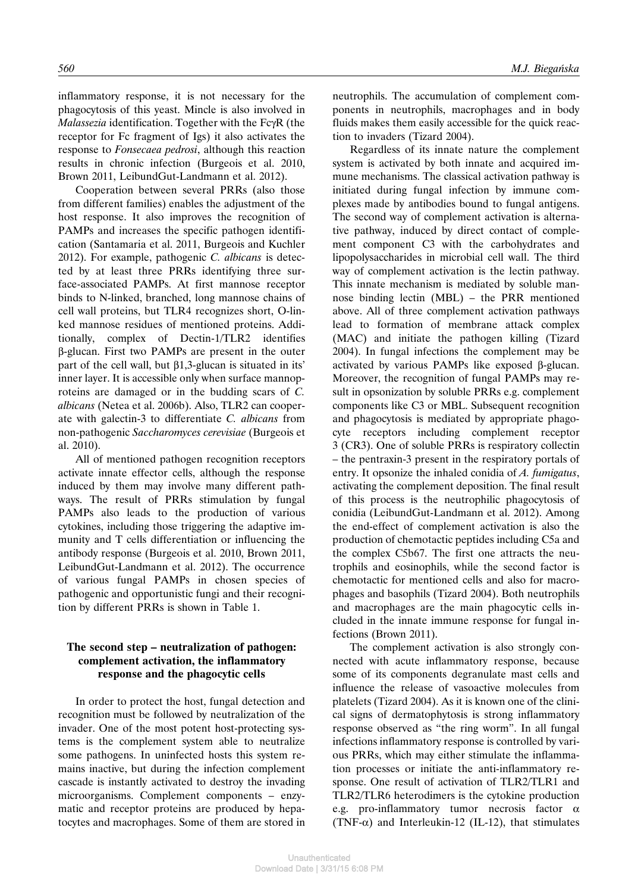inflammatory response, it is not necessary for the phagocytosis of this yeast. Mincle is also involved in *Malassezia* identification. Together with the FcγR (the receptor for Fc fragment of Igs) it also activates the response to *Fonsecaea pedrosi*, although this reaction results in chronic infection (Burgeois et al. 2010, Brown 2011, LeibundGut-Landmann et al. 2012).

Cooperation between several PRRs (also those from different families) enables the adjustment of the host response. It also improves the recognition of PAMPs and increases the specific pathogen identification (Santamaria et al. 2011, Burgeois and Kuchler 2012). For example, pathogenic *C. albicans* is detected by at least three PRRs identifying three surface-associated PAMPs. At first mannose receptor binds to N-linked, branched, long mannose chains of cell wall proteins, but TLR4 recognizes short, O-linked mannose residues of mentioned proteins. Additionally, complex of Dectin-1/TLR2 identifies β-glucan. First two PAMPs are present in the outer part of the cell wall, but β1,3-glucan is situated in its' inner layer. It is accessible only when surface mannoproteins are damaged or in the budding scars of *C. albicans* (Netea et al. 2006b). Also, TLR2 can cooperate with galectin-3 to differentiate *C. albicans* from non-pathogenic *Saccharomyces cerevisiae* (Burgeois et al. 2010).

All of mentioned pathogen recognition receptors activate innate effector cells, although the response induced by them may involve many different pathways. The result of PRRs stimulation by fungal PAMPs also leads to the production of various cytokines, including those triggering the adaptive immunity and T cells differentiation or influencing the antibody response (Burgeois et al. 2010, Brown 2011, LeibundGut-Landmann et al. 2012). The occurrence of various fungal PAMPs in chosen species of pathogenic and opportunistic fungi and their recognition by different PRRs is shown in Table 1.

## The second step – neutralization of pathogen: complement activation, the inflammatory response and the phagocytic cells

In order to protect the host, fungal detection and recognition must be followed by neutralization of the invader. One of the most potent host-protecting systems is the complement system able to neutralize some pathogens. In uninfected hosts this system remains inactive, but during the infection complement cascade is instantly activated to destroy the invading microorganisms. Complement components – enzymatic and receptor proteins are produced by hepatocytes and macrophages. Some of them are stored in neutrophils. The accumulation of complement components in neutrophils, macrophages and in body fluids makes them easily accessible for the quick reaction to invaders (Tizard 2004).

Regardless of its innate nature the complement system is activated by both innate and acquired immune mechanisms. The classical activation pathway is initiated during fungal infection by immune complexes made by antibodies bound to fungal antigens. The second way of complement activation is alternative pathway, induced by direct contact of complement component C3 with the carbohydrates and lipopolysaccharides in microbial cell wall. The third way of complement activation is the lectin pathway. This innate mechanism is mediated by soluble mannose binding lectin (MBL) – the PRR mentioned above. All of three complement activation pathways lead to formation of membrane attack complex (MAC) and initiate the pathogen killing (Tizard 2004). In fungal infections the complement may be activated by various PAMPs like exposed β-glucan. Moreover, the recognition of fungal PAMPs may result in opsonization by soluble PRRs e.g. complement components like C3 or MBL. Subsequent recognition and phagocytosis is mediated by appropriate phagocyte receptors including complement receptor 3 (CR3). One of soluble PRRs is respiratory collectin – the pentraxin-3 present in the respiratory portals of entry. It opsonize the inhaled conidia of *A. fumigatus*, activating the complement deposition. The final result of this process is the neutrophilic phagocytosis of conidia (LeibundGut-Landmann et al. 2012). Among the end-effect of complement activation is also the production of chemotactic peptides including C5a and the complex C5b67. The first one attracts the neutrophils and eosinophils, while the second factor is chemotactic for mentioned cells and also for macrophages and basophils (Tizard 2004). Both neutrophils and macrophages are the main phagocytic cells included in the innate immune response for fungal infections (Brown 2011).

The complement activation is also strongly connected with acute inflammatory response, because some of its components degranulate mast cells and influence the release of vasoactive molecules from platelets (Tizard 2004). As it is known one of the clinical signs of dermatophytosis is strong inflammatory response observed as "the ring worm". In all fungal infections inflammatory response is controlled by various PRRs, which may either stimulate the inflammation processes or initiate the anti-inflammatory response. One result of activation of TLR2/TLR1 and TLR2/TLR6 heterodimers is the cytokine production e.g. pro-inflammatory tumor necrosis factor α (TNF-α) and Interleukin-12 (IL-12), that stimulates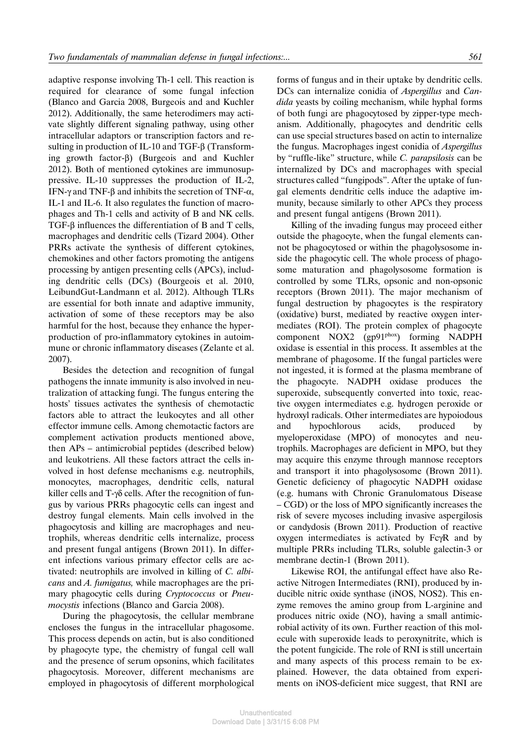adaptive response involving Th-1 cell. This reaction is required for clearance of some fungal infection (Blanco and Garcia 2008, Burgeois and and Kuchler 2012). Additionally, the same heterodimers may activate slightly different signaling pathway, using other intracellular adaptors or transcription factors and resulting in production of IL-10 and TGF-β (Transforming growth factor-β) (Burgeois and and Kuchler 2012). Both of mentioned cytokines are immunosuppressive. IL-10 suppresses the production of IL-2, IFN-γ and TNF-β and inhibits the secretion of TNF-α, IL-1 and IL-6. It also regulates the function of macrophages and Th-1 cells and activity of B and NK cells. TGF-β influences the differentiation of B and T cells, macrophages and dendritic cells (Tizard 2004). Other PRRs activate the synthesis of different cytokines, chemokines and other factors promoting the antigens processing by antigen presenting cells (APCs), including dendritic cells (DCs) (Bourgeois et al. 2010, LeibundGut-Landmann et al. 2012). Although TLRs are essential for both innate and adaptive immunity, activation of some of these receptors may be also harmful for the host, because they enhance the hyperproduction of pro-inflammatory cytokines in autoimmune or chronic inflammatory diseases (Zelante et al. 2007).

Besides the detection and recognition of fungal pathogens the innate immunity is also involved in neutralization of attacking fungi. The fungus entering the hosts' tissues activates the synthesis of chemotactic factors able to attract the leukocytes and all other effector immune cells. Among chemotactic factors are complement activation products mentioned above, then APs – antimicrobial peptides (described below) and leukotriens. All these factors attract the cells involved in host defense mechanisms e.g. neutrophils, monocytes, macrophages, dendritic cells, natural killer cells and T-γδ cells. After the recognition of fungus by various PRRs phagocytic cells can ingest and destroy fungal elements. Main cells involved in the phagocytosis and killing are macrophages and neutrophils, whereas dendritic cells internalize, process and present fungal antigens (Brown 2011). In different infections various primary effector cells are activated: neutrophils are involved in killing of *C. albicans* and *A. fumigatus,* while macrophages are the primary phagocytic cells during *Cryptococcus* or *Pneumocystis* infections (Blanco and Garcia 2008).

During the phagocytosis, the cellular membrane encloses the fungus in the intracellular phagosome. This process depends on actin, but is also conditioned by phagocyte type, the chemistry of fungal cell wall and the presence of serum opsonins, which facilitates phagocytosis. Moreover, different mechanisms are employed in phagocytosis of different morphological forms of fungus and in their uptake by dendritic cells. DCs can internalize conidia of *Aspergillus* and *Candida* yeasts by coiling mechanism, while hyphal forms of both fungi are phagocytosed by zipper-type mechanism. Additionally, phagocytes and dendritic cells can use special structures based on actin to internalize the fungus. Macrophages ingest conidia of *Aspergillus* by "ruffle-like" structure, while *C. parapsilosis* can be internalized by DCs and macrophages with special structures called "fungipods". After the uptake of fungal elements dendritic cells induce the adaptive immunity, because similarly to other APCs they process and present fungal antigens (Brown 2011).

Killing of the invading fungus may proceed either outside the phagocyte, when the fungal elements cannot be phagocytosed or within the phagolysosome inside the phagocytic cell. The whole process of phagosome maturation and phagolysosome formation is controlled by some TLRs, opsonic and non-opsonic receptors (Brown 2011). The major mechanism of fungal destruction by phagocytes is the respiratory (oxidative) burst, mediated by reactive oxygen intermediates (ROI). The protein complex of phagocyte component NOX2 (gp91$^{phox}$) forming NADPH oxidase is essential in this process. It assembles at the membrane of phagosome. If the fungal particles were not ingested, it is formed at the plasma membrane of the phagocyte. NADPH oxidase produces the superoxide, subsequently converted into toxic, reactive oxygen intermediates e.g. hydrogen peroxide or hydroxyl radicals. Other intermediates are hypoiodous and hypochlorous acids, produced by myeloperoxidase (MPO) of monocytes and neutrophils. Macrophages are deficient in MPO, but they may acquire this enzyme through mannose receptors and transport it into phagolysosome (Brown 2011). Genetic deficiency of phagocytic NADPH oxidase (e.g. humans with Chronic Granulomatous Disease – CGD) or the loss of MPO significantly increases the risk of severe mycoses including invasive aspergilosis or candydosis (Brown 2011). Production of reactive oxygen intermediates is activated by FcγR and by multiple PRRs including TLRs, soluble galectin-3 or membrane dectin-1 (Brown 2011).

Likewise ROI, the antifungal effect have also Reactive Nitrogen Intermediates (RNI), produced by inducible nitric oxide synthase (iNOS, NOS2). This enzyme removes the amino group from L-arginine and produces nitric oxide (NO), having a small antimicrobial activity of its own. Further reaction of this molecule with superoxide leads to peroxynitrite, which is the potent fungicide. The role of RNI is still uncertain and many aspects of this process remain to be explained. However, the data obtained from experiments on iNOS-deficient mice suggest, that RNI are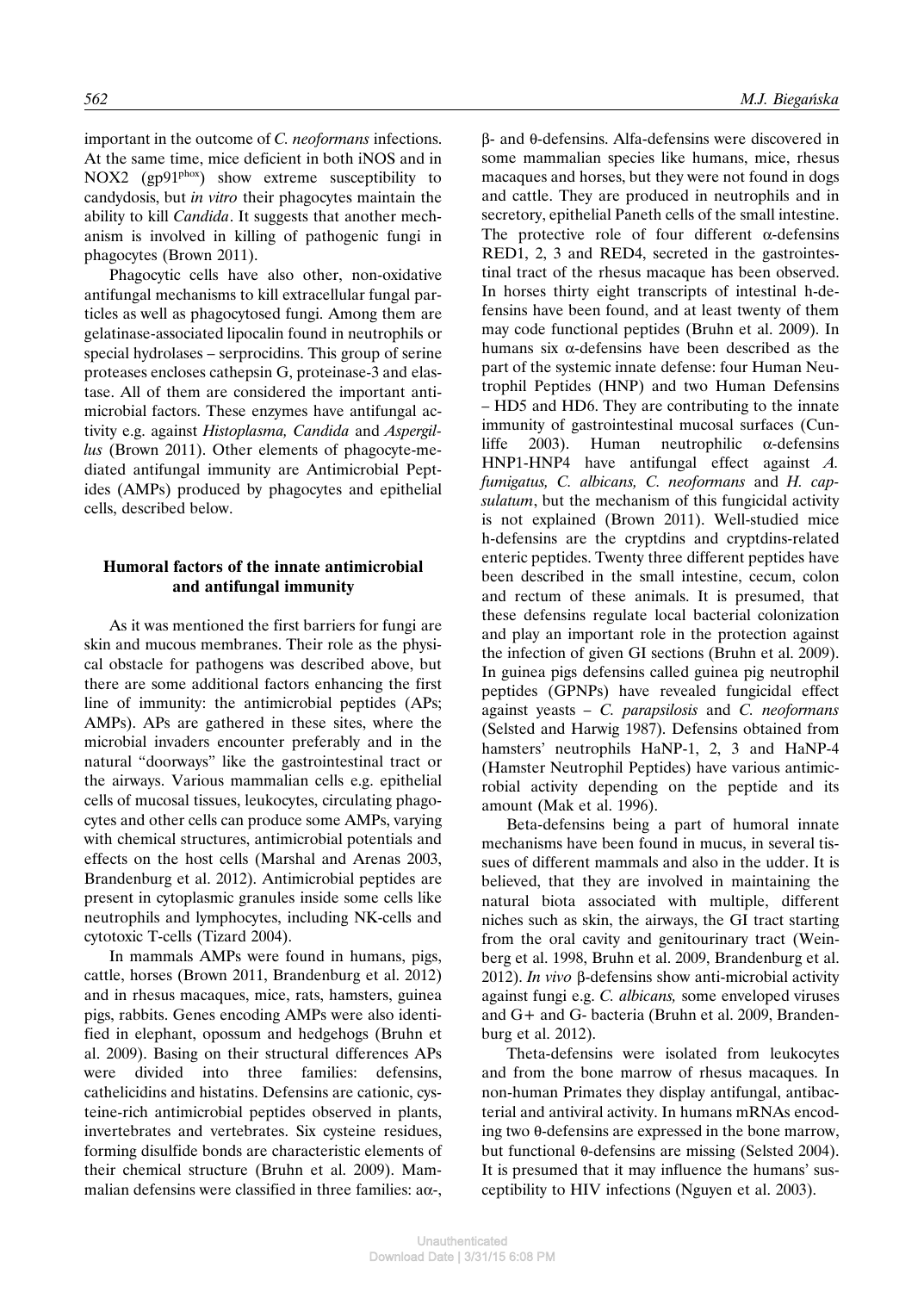important in the outcome of *C. neoformans* infections. At the same time, mice deficient in both iNOS and in NOX2 (gp91[phox]) show extreme susceptibility to candydosis, but *in vitro* their phagocytes maintain the ability to kill *Candida*. It suggests that another mechanism is involved in killing of pathogenic fungi in phagocytes (Brown 2011).

Phagocytic cells have also other, non-oxidative antifungal mechanisms to kill extracellular fungal particles as well as phagocytosed fungi. Among them are gelatinase-associated lipocalin found in neutrophils or special hydrolases – serprocidins. This group of serine proteases encloses cathepsin G, proteinase-3 and elastase. All of them are considered the important antimicrobial factors. These enzymes have antifungal activity e.g. against *Histoplasma, Candida* and *Aspergillus* (Brown 2011). Other elements of phagocyte-mediated antifungal immunity are Antimicrobial Peptides (AMPs) produced by phagocytes and epithelial cells, described below.

## Humoral factors of the innate antimicrobial and antifungal immunity

As it was mentioned the first barriers for fungi are skin and mucous membranes. Their role as the physical obstacle for pathogens was described above, but there are some additional factors enhancing the first line of immunity: the antimicrobial peptides (APs; AMPs). APs are gathered in these sites, where the microbial invaders encounter preferably and in the natural "doorways" like the gastrointestinal tract or the airways. Various mammalian cells e.g. epithelial cells of mucosal tissues, leukocytes, circulating phagocytes and other cells can produce some AMPs, varying with chemical structures, antimicrobial potentials and effects on the host cells (Marshal and Arenas 2003, Brandenburg et al. 2012). Antimicrobial peptides are present in cytoplasmic granules inside some cells like neutrophils and lymphocytes, including NK-cells and cytotoxic T-cells (Tizard 2004).

In mammals AMPs were found in humans, pigs, cattle, horses (Brown 2011, Brandenburg et al. 2012) and in rhesus macaques, mice, rats, hamsters, guinea pigs, rabbits. Genes encoding AMPs were also identified in elephant, opossum and hedgehogs (Bruhn et al. 2009). Basing on their structural differences APs were divided into three families: defensins, cathelicidins and histatins. Defensins are cationic, cysteine-rich antimicrobial peptides observed in plants, invertebrates and vertebrates. Six cysteine residues, forming disulfide bonds are characteristic elements of their chemical structure (Bruhn et al. 2009). Mammalian defensins were classified in three families: aα-, β- and θ-defensins. Alfa-defensins were discovered in some mammalian species like humans, mice, rhesus macaques and horses, but they were not found in dogs and cattle. They are produced in neutrophils and in secretory, epithelial Paneth cells of the small intestine. The protective role of four different α-defensins RED1, 2, 3 and RED4, secreted in the gastrointestinal tract of the rhesus macaque has been observed. In horses thirty eight transcripts of intestinal h-defensins have been found, and at least twenty of them may code functional peptides (Bruhn et al. 2009). In humans six α-defensins have been described as the part of the systemic innate defense: four Human Neutrophil Peptides (HNP) and two Human Defensins – HD5 and HD6. They are contributing to the innate immunity of gastrointestinal mucosal surfaces (Cunliffe 2003). Human neutrophilic α-defensins HNP1-HNP4 have antifungal effect against *A. fumigatus, C. albicans, C. neoformans* and *H. capsulatum*, but the mechanism of this fungicidal activity is not explained (Brown 2011). Well-studied mice h-defensins are the cryptdins and cryptdins-related enteric peptides. Twenty three different peptides have been described in the small intestine, cecum, colon and rectum of these animals. It is presumed, that these defensins regulate local bacterial colonization and play an important role in the protection against the infection of given GI sections (Bruhn et al. 2009). In guinea pigs defensins called guinea pig neutrophil peptides (GPNPs) have revealed fungicidal effect against yeasts – *C. parapsilosis* and *C. neoformans* (Selsted and Harwig 1987). Defensins obtained from hamsters' neutrophils HaNP-1, 2, 3 and HaNP-4 (Hamster Neutrophil Peptides) have various antimicrobial activity depending on the peptide and its amount (Mak et al. 1996).

Beta-defensins being a part of humoral innate mechanisms have been found in mucus, in several tissues of different mammals and also in the udder. It is believed, that they are involved in maintaining the natural biota associated with multiple, different niches such as skin, the airways, the GI tract starting from the oral cavity and genitourinary tract (Weinberg et al. 1998, Bruhn et al. 2009, Brandenburg et al. 2012). *In vivo* β-defensins show anti-microbial activity against fungi e.g. *C. albicans,* some enveloped viruses and G+ and G- bacteria (Bruhn et al. 2009, Brandenburg et al. 2012).

Theta-defensins were isolated from leukocytes and from the bone marrow of rhesus macaques. In non-human Primates they display antifungal, antibacterial and antiviral activity. In humans mRNAs encoding two θ-defensins are expressed in the bone marrow, but functional θ-defensins are missing (Selsted 2004). It is presumed that it may influence the humans' susceptibility to HIV infections (Nguyen et al. 2003).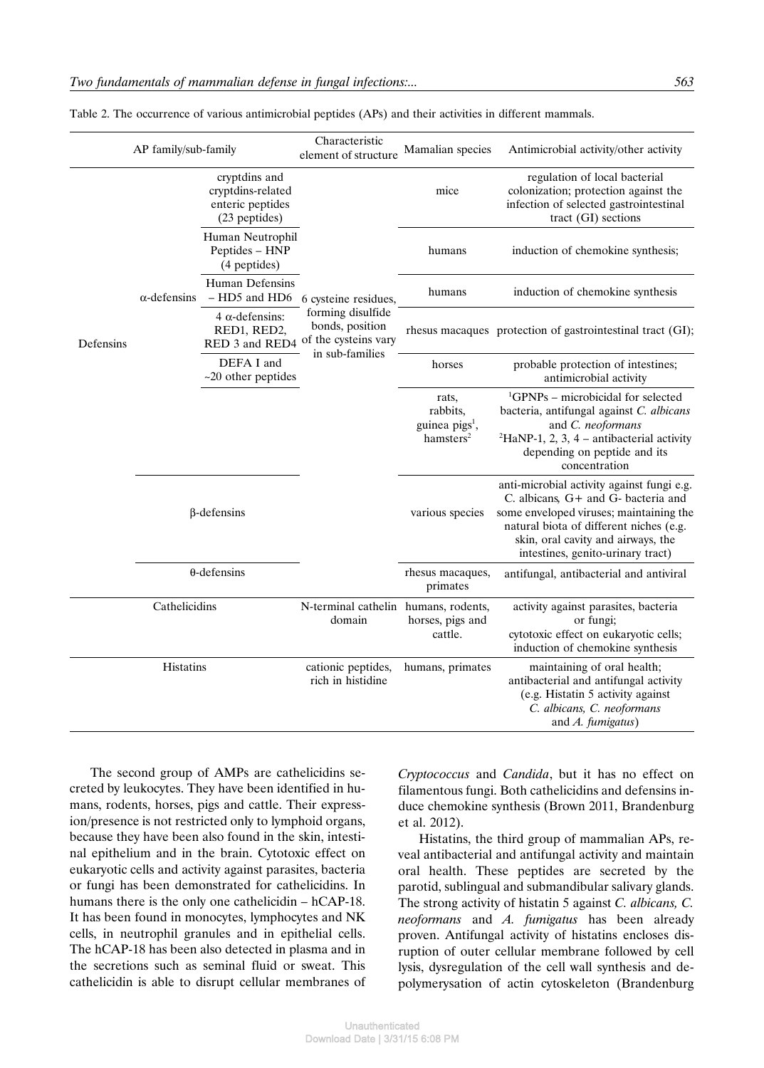Table 2. The occurrence of various antimicrobial peptides (APs) and their activities in different mammals.

| AP family/sub-family | | | Characteristic element of structure | Mamalian species | Antimicrobial activity/other activity |
|---|---|---|---|---|---|
| Defensins | α-defensins | cryptdins and cryptdins-related enteric peptides (23 peptides) | 6 cysteine residues, forming disulfide bonds, position of the cysteins vary in sub-families | mice | regulation of local bacterial colonization; protection against the infection of selected gastrointestinal tract (GI) sections |
| | | Human Neutrophil Peptides – HNP (4 peptides) | | humans | induction of chemokine synthesis; |
| | | Human Defensins – HD5 and HD6 | | humans | induction of chemokine synthesis |
| | | 4 α-defensins: RED1, RED2, RED 3 and RED4 | | rhesus macaques | protection of gastrointestinal tract (GI); |
| | | DEFA I and ~20 other peptides | | horses | probable protection of intestines; antimicrobial activity |
| | | | | rats, rabbits, guinea pigs[1], hamsters[2] | [1]GPNPs – microbicidal for selected bacteria, antifungal against *C. albicans* and *C. neoformans* [2]HaNP-1, 2, 3, 4 – antibacterial activity depending on peptide and its concentration |
| | β-defensins | | | various species | anti-microbial activity against fungi e.g. C. albicans, G+ and G- bacteria and some enveloped viruses; maintaining the natural biota of different niches (e.g. skin, oral cavity and airways, the intestines, genito-urinary tract) |
| | θ-defensins | | | rhesus macaques, primates | antifungal, antibacterial and antiviral |
| Cathelicidins | | | N-terminal cathelin domain | humans, rodents, horses, pigs and cattle. | activity against parasites, bacteria or fungi; cytotoxic effect on eukaryotic cells; induction of chemokine synthesis |
| Histatins | | | cationic peptides, rich in histidine | humans, primates | maintaining of oral health; antibacterial and antifungal activity (e.g. Histatin 5 activity against *C. albicans, C. neoformans* and *A. fumigatus*) |

The second group of AMPs are cathelicidins secreted by leukocytes. They have been identified in humans, rodents, horses, pigs and cattle. Their expression/presence is not restricted only to lymphoid organs, because they have been also found in the skin, intestinal epithelium and in the brain. Cytotoxic effect on eukaryotic cells and activity against parasites, bacteria or fungi has been demonstrated for cathelicidins. In humans there is the only one cathelicidin – hCAP-18. It has been found in monocytes, lymphocytes and NK cells, in neutrophil granules and in epithelial cells. The hCAP-18 has been also detected in plasma and in the secretions such as seminal fluid or sweat. This cathelicidin is able to disrupt cellular membranes of *Cryptococcus* and *Candida*, but it has no effect on filamentous fungi. Both cathelicidins and defensins induce chemokine synthesis (Brown 2011, Brandenburg et al. 2012).

Histatins, the third group of mammalian APs, reveal antibacterial and antifungal activity and maintain oral health. These peptides are secreted by the parotid, sublingual and submandibular salivary glands. The strong activity of histatin 5 against *C. albicans, C. neoformans* and *A. fumigatus* has been already proven. Antifungal activity of histatins encloses disruption of outer cellular membrane followed by cell lysis, dysregulation of the cell wall synthesis and depolymerysation of actin cytoskeleton (Brandenburg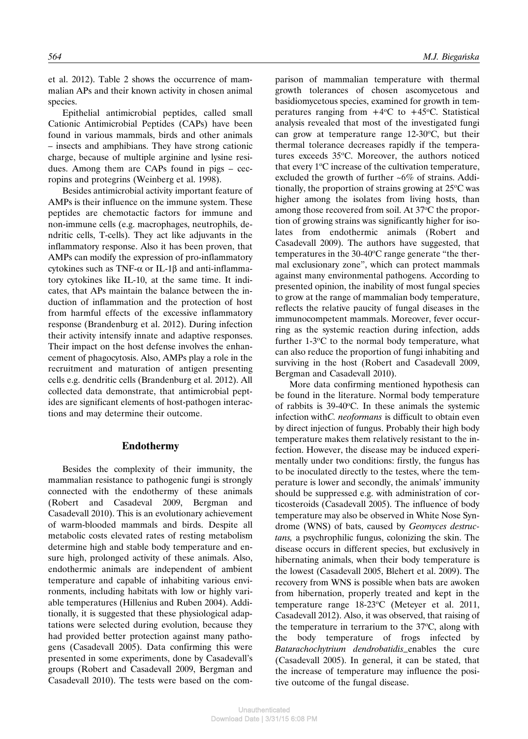et al. 2012). Table 2 shows the occurrence of mammalian APs and their known activity in chosen animal species.

Epithelial antimicrobial peptides, called small Cationic Antimicrobial Peptides (CAPs) have been found in various mammals, birds and other animals – insects and amphibians. They have strong cationic charge, because of multiple arginine and lysine residues. Among them are CAPs found in pigs – cecropins and protegrins (Weinberg et al. 1998).

Besides antimicrobial activity important feature of AMPs is their influence on the immune system. These peptides are chemotactic factors for immune and non-immune cells (e.g. macrophages, neutrophils, dendritic cells, T-cells). They act like adjuvants in the inflammatory response. Also it has been proven, that AMPs can modify the expression of pro-inflammatory cytokines such as TNF-α or IL-1β and anti-inflammatory cytokines like IL-10, at the same time. It indicates, that APs maintain the balance between the induction of inflammation and the protection of host from harmful effects of the excessive inflammatory response (Brandenburg et al. 2012). During infection their activity intensify innate and adaptive responses. Their impact on the host defense involves the enhancement of phagocytosis. Also, AMPs play a role in the recruitment and maturation of antigen presenting cells e.g. dendritic cells (Brandenburg et al. 2012). All collected data demonstrate, that antimicrobial peptides are significant elements of host-pathogen interactions and may determine their outcome.

## Endothermy

Besides the complexity of their immunity, the mammalian resistance to pathogenic fungi is strongly connected with the endothermy of these animals (Robert and Casadeval 2009, Bergman and Casadevall 2010). This is an evolutionary achievement of warm-blooded mammals and birds. Despite all metabolic costs elevated rates of resting metabolism determine high and stable body temperature and ensure high, prolonged activity of these animals. Also, endothermic animals are independent of ambient temperature and capable of inhabiting various environments, including habitats with low or highly variable temperatures (Hillenius and Ruben 2004). Additionally, it is suggested that these physiological adaptations were selected during evolution, because they had provided better protection against many pathogens (Casadevall 2005). Data confirming this were presented in some experiments, done by Casadevall's groups (Robert and Casadevall 2009, Bergman and Casadevall 2010). The tests were based on the comparison of mammalian temperature with thermal growth tolerances of chosen ascomycetous and basidiomycetous species, examined for growth in temperatures ranging from +4°C to +45°C. Statistical analysis revealed that most of the investigated fungi can grow at temperature range 12-30°C, but their thermal tolerance decreases rapidly if the temperatures exceeds 35°C. Moreover, the authors noticed that every 1°C increase of the cultivation temperature, excluded the growth of further ~6% of strains. Additionally, the proportion of strains growing at 25°C was higher among the isolates from living hosts, than among those recovered from soil. At 37°C the proportion of growing strains was significantly higher for isolates from endothermic animals (Robert and Casadevall 2009). The authors have suggested, that temperatures in the 30-40°C range generate "the thermal exclusionary zone", which can protect mammals against many environmental pathogens. According to presented opinion, the inability of most fungal species to grow at the range of mammalian body temperature, reflects the relative paucity of fungal diseases in the immunocompetent mammals. Moreover, fever occurring as the systemic reaction during infection, adds further 1-3°C to the normal body temperature, what can also reduce the proportion of fungi inhabiting and surviving in the host (Robert and Casadevall 2009, Bergman and Casadevall 2010).

More data confirming mentioned hypothesis can be found in the literature. Normal body temperature of rabbits is 39-40°C. In these animals the systemic infection with*C. neoformans* is difficult to obtain even by direct injection of fungus. Probably their high body temperature makes them relatively resistant to the infection. However, the disease may be induced experimentally under two conditions: firstly, the fungus has to be inoculated directly to the testes, where the temperature is lower and secondly, the animals' immunity should be suppressed e.g. with administration of corticosteroids (Casadevall 2005). The influence of body temperature may also be observed in White Nose Syndrome (WNS) of bats, caused by *Geomyces destructans,* a psychrophilic fungus, colonizing the skin. The disease occurs in different species, but exclusively in hibernating animals, when their body temperature is the lowest (Casadevall 2005, Blehert et al. 2009). The recovery from WNS is possible when bats are awoken from hibernation, properly treated and kept in the temperature range 18-23°C (Meteyer et al. 2011, Casadevall 2012). Also, it was observed, that raising of the temperature in terrarium to the 37°C, along with the body temperature of frogs infected by *Batarachochytrium dendrobatidis*_enables the cure (Casadevall 2005). In general, it can be stated, that the increase of temperature may influence the positive outcome of the fungal disease.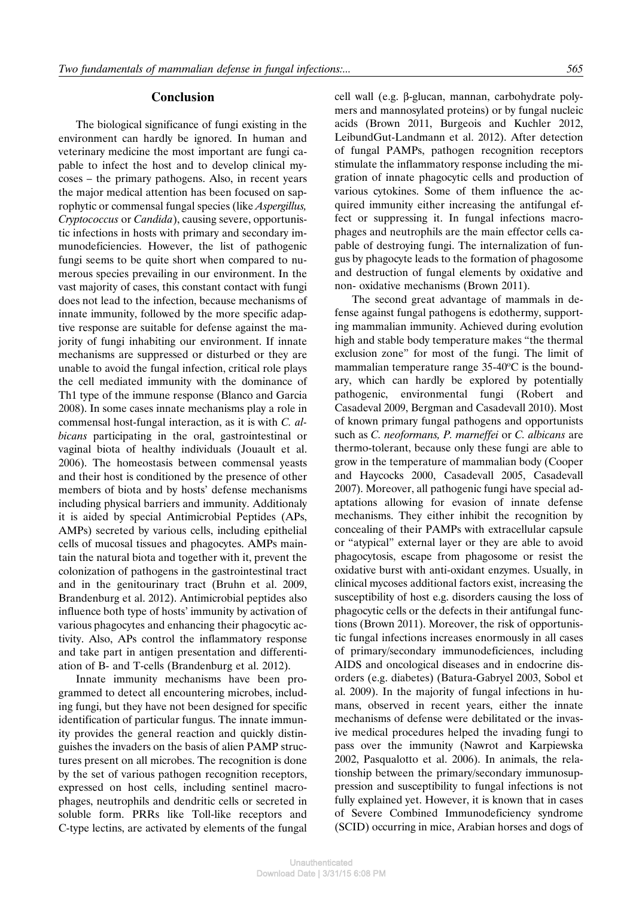## Conclusion

The biological significance of fungi existing in the environment can hardly be ignored. In human and veterinary medicine the most important are fungi capable to infect the host and to develop clinical mycoses – the primary pathogens. Also, in recent years the major medical attention has been focused on saprophytic or commensal fungal species (like *Aspergillus, Cryptococcus* or *Candida*), causing severe, opportunistic infections in hosts with primary and secondary immunodeficiencies. However, the list of pathogenic fungi seems to be quite short when compared to numerous species prevailing in our environment. In the vast majority of cases, this constant contact with fungi does not lead to the infection, because mechanisms of innate immunity, followed by the more specific adaptive response are suitable for defense against the majority of fungi inhabiting our environment. If innate mechanisms are suppressed or disturbed or they are unable to avoid the fungal infection, critical role plays the cell mediated immunity with the dominance of Th1 type of the immune response (Blanco and Garcia 2008). In some cases innate mechanisms play a role in commensal host-fungal interaction, as it is with *C. albicans* participating in the oral, gastrointestinal or vaginal biota of healthy individuals (Jouault et al. 2006). The homeostasis between commensal yeasts and their host is conditioned by the presence of other members of biota and by hosts' defense mechanisms including physical barriers and immunity. Additionaly it is aided by special Antimicrobial Peptides (APs, AMPs) secreted by various cells, including epithelial cells of mucosal tissues and phagocytes. AMPs maintain the natural biota and together with it, prevent the colonization of pathogens in the gastrointestinal tract and in the genitourinary tract (Bruhn et al. 2009, Brandenburg et al. 2012). Antimicrobial peptides also influence both type of hosts' immunity by activation of various phagocytes and enhancing their phagocytic activity. Also, APs control the inflammatory response and take part in antigen presentation and differentiation of B- and T-cells (Brandenburg et al. 2012).

Innate immunity mechanisms have been programmed to detect all encountering microbes, including fungi, but they have not been designed for specific identification of particular fungus. The innate immunity provides the general reaction and quickly distinguishes the invaders on the basis of alien PAMP structures present on all microbes. The recognition is done by the set of various pathogen recognition receptors, expressed on host cells, including sentinel macrophages, neutrophils and dendritic cells or secreted in soluble form. PRRs like Toll-like receptors and C-type lectins, are activated by elements of the fungal cell wall (e.g. β-glucan, mannan, carbohydrate polymers and mannosylated proteins) or by fungal nucleic acids (Brown 2011, Burgeois and Kuchler 2012, LeibundGut-Landmann et al. 2012). After detection of fungal PAMPs, pathogen recognition receptors stimulate the inflammatory response including the migration of innate phagocytic cells and production of various cytokines. Some of them influence the acquired immunity either increasing the antifungal effect or suppressing it. In fungal infections macrophages and neutrophils are the main effector cells capable of destroying fungi. The internalization of fungus by phagocyte leads to the formation of phagosome and destruction of fungal elements by oxidative and non- oxidative mechanisms (Brown 2011).

The second great advantage of mammals in defense against fungal pathogens is edothermy, supporting mammalian immunity. Achieved during evolution high and stable body temperature makes "the thermal exclusion zone" for most of the fungi. The limit of mammalian temperature range 35-40°C is the boundary, which can hardly be explored by potentially pathogenic, environmental fungi (Robert and Casadeval 2009, Bergman and Casadevall 2010). Most of known primary fungal pathogens and opportunists such as *C. neoformans, P. marneffei* or *C. albicans* are thermo-tolerant, because only these fungi are able to grow in the temperature of mammalian body (Cooper and Haycocks 2000, Casadevall 2005, Casadevall 2007). Moreover, all pathogenic fungi have special adaptations allowing for evasion of innate defense mechanisms. They either inhibit the recognition by concealing of their PAMPs with extracellular capsule or "atypical" external layer or they are able to avoid phagocytosis, escape from phagosome or resist the oxidative burst with anti-oxidant enzymes. Usually, in clinical mycoses additional factors exist, increasing the susceptibility of host e.g. disorders causing the loss of phagocytic cells or the defects in their antifungal functions (Brown 2011). Moreover, the risk of opportunistic fungal infections increases enormously in all cases of primary/secondary immunodeficiences, including AIDS and oncological diseases and in endocrine disorders (e.g. diabetes) (Batura-Gabryel 2003, Sobol et al. 2009). In the majority of fungal infections in humans, observed in recent years, either the innate mechanisms of defense were debilitated or the invasive medical procedures helped the invading fungi to pass over the immunity (Nawrot and Karpiewska 2002, Pasqualotto et al. 2006). In animals, the relationship between the primary/secondary immunosuppression and susceptibility to fungal infections is not fully explained yet. However, it is known that in cases of Severe Combined Immunodeficiency syndrome (SCID) occurring in mice, Arabian horses and dogs of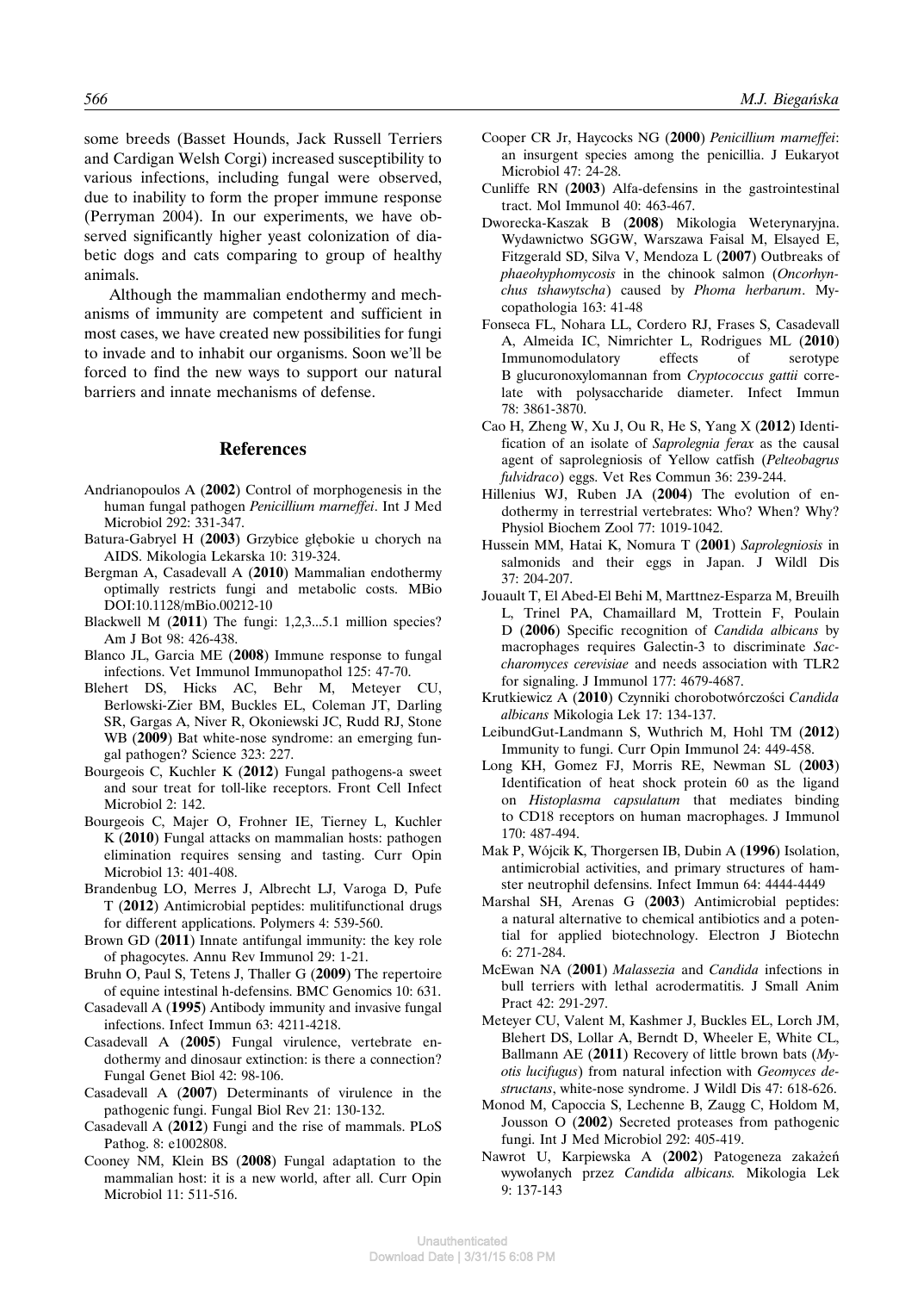some breeds (Basset Hounds, Jack Russell Terriers and Cardigan Welsh Corgi) increased susceptibility to various infections, including fungal were observed, due to inability to form the proper immune response (Perryman 2004). In our experiments, we have observed significantly higher yeast colonization of diabetic dogs and cats comparing to group of healthy animals.

Although the mammalian endothermy and mechanisms of immunity are competent and sufficient in most cases, we have created new possibilities for fungi to invade and to inhabit our organisms. Soon we'll be forced to find the new ways to support our natural barriers and innate mechanisms of defense.

## References

Andrianopoulos A (**2002**) Control of morphogenesis in the human fungal pathogen *Penicillium marneffei*. Int J Med Microbiol 292: 331-347.

Batura-Gabryel H (**2003**) Grzybice głębokie u chorych na AIDS. Mikologia Lekarska 10: 319-324.

Bergman A, Casadevall A (**2010**) Mammalian endothermy optimally restricts fungi and metabolic costs. MBio DOI:10.1128/mBio.00212-10

Blackwell M (**2011**) The fungi: 1,2,3...5.1 million species? Am J Bot 98: 426-438.

Blanco JL, Garcia ME (**2008**) Immune response to fungal infections. Vet Immunol Immunopathol 125: 47-70.

Blehert DS, Hicks AC, Behr M, Meteyer CU, Berlowski-Zier BM, Buckles EL, Coleman JT, Darling SR, Gargas A, Niver R, Okoniewski JC, Rudd RJ, Stone WB (**2009**) Bat white-nose syndrome: an emerging fungal pathogen? Science 323: 227.

Bourgeois C, Kuchler K (**2012**) Fungal pathogens-a sweet and sour treat for toll-like receptors. Front Cell Infect Microbiol 2: 142.

Bourgeois C, Majer O, Frohner IE, Tierney L, Kuchler K (**2010**) Fungal attacks on mammalian hosts: pathogen elimination requires sensing and tasting. Curr Opin Microbiol 13: 401-408.

Brandenbug LO, Merres J, Albrecht LJ, Varoga D, Pufe T (**2012**) Antimicrobial peptides: mulitifunctional drugs for different applications. Polymers 4: 539-560.

Brown GD (**2011**) Innate antifungal immunity: the key role of phagocytes. Annu Rev Immunol 29: 1-21.

Bruhn O, Paul S, Tetens J, Thaller G (**2009**) The repertoire of equine intestinal h-defensins. BMC Genomics 10: 631.

Casadevall A (**1995**) Antibody immunity and invasive fungal infections. Infect Immun 63: 4211-4218.

Casadevall A (**2005**) Fungal virulence, vertebrate endothermy and dinosaur extinction: is there a connection? Fungal Genet Biol 42: 98-106.

Casadevall A (**2007**) Determinants of virulence in the pathogenic fungi. Fungal Biol Rev 21: 130-132.

Casadevall A (**2012**) Fungi and the rise of mammals. PLoS Pathog. 8: e1002808.

Cooney NM, Klein BS (**2008**) Fungal adaptation to the mammalian host: it is a new world, after all. Curr Opin Microbiol 11: 511-516.

Cooper CR Jr, Haycocks NG (**2000**) *Penicillium marneffei*: an insurgent species among the penicillia. J Eukaryot Microbiol 47: 24-28.

Cunliffe RN (**2003**) Alfa-defensins in the gastrointestinal tract. Mol Immunol 40: 463-467.

Dworecka-Kaszak B (**2008**) Mikologia Weterynaryjna. Wydawnictwo SGGW, Warszawa Faisal M, Elsayed E, Fitzgerald SD, Silva V, Mendoza L (**2007**) Outbreaks of *phaeohyphomycosis* in the chinook salmon (*Oncorhynchus tshawytscha*) caused by *Phoma herbarum*. Mycopathologia 163: 41-48

Fonseca FL, Nohara LL, Cordero RJ, Frases S, Casadevall A, Almeida IC, Nimrichter L, Rodrigues ML (**2010**) Immunomodulatory effects of serotype B glucuronoxylomannan from *Cryptococcus gattii* correlate with polysaccharide diameter. Infect Immun 78: 3861-3870.

Cao H, Zheng W, Xu J, Ou R, He S, Yang X (**2012**) Identification of an isolate of *Saprolegnia ferax* as the causal agent of saprolegniosis of Yellow catfish (*Pelteobagrus fulvidraco*) eggs. Vet Res Commun 36: 239-244.

Hillenius WJ, Ruben JA (**2004**) The evolution of endothermy in terrestrial vertebrates: Who? When? Why? Physiol Biochem Zool 77: 1019-1042.

Hussein MM, Hatai K, Nomura T (**2001**) *Saprolegniosis* in salmonids and their eggs in Japan. J Wildl Dis 37: 204-207.

Jouault T, El Abed-El Behi M, Marttnez-Esparza M, Breuilh L, Trinel PA, Chamaillard M, Trottein F, Poulain D (**2006**) Specific recognition of *Candida albicans* by macrophages requires Galectin-3 to discriminate *Saccharomyces cerevisiae* and needs association with TLR2 for signaling. J Immunol 177: 4679-4687.

Krutkiewicz A (**2010**) Czynniki chorobotwórczości *Candida albicans* Mikologia Lek 17: 134-137.

LeibundGut-Landmann S, Wuthrich M, Hohl TM (**2012**) Immunity to fungi. Curr Opin Immunol 24: 449-458.

Long KH, Gomez FJ, Morris RE, Newman SL (**2003**) Identification of heat shock protein 60 as the ligand on *Histoplasma capsulatum* that mediates binding to CD18 receptors on human macrophages. J Immunol 170: 487-494.

Mak P, Wójcik K, Thorgersen IB, Dubin A (**1996**) Isolation, antimicrobial activities, and primary structures of hamster neutrophil defensins. Infect Immun 64: 4444-4449

Marshal SH, Arenas G (**2003**) Antimicrobial peptides: a natural alternative to chemical antibiotics and a potential for applied biotechnology. Electron J Biotechn 6: 271-284.

McEwan NA (**2001**) *Malassezia* and *Candida* infections in bull terriers with lethal acrodermatitis. J Small Anim Pract 42: 291-297.

Meteyer CU, Valent M, Kashmer J, Buckles EL, Lorch JM, Blehert DS, Lollar A, Berndt D, Wheeler E, White CL, Ballmann AE (**2011**) Recovery of little brown bats (*Myotis lucifugus*) from natural infection with *Geomyces destructans*, white-nose syndrome. J Wildl Dis 47: 618-626.

Monod M, Capoccia S, Lechenne B, Zaugg C, Holdom M, Jousson O (**2002**) Secreted proteases from pathogenic fungi. Int J Med Microbiol 292: 405-419.

Nawrot U, Karpiewska A (**2002**) Patogeneza zakażeń wywołanych przez *Candida albicans.* Mikologia Lek 9: 137-143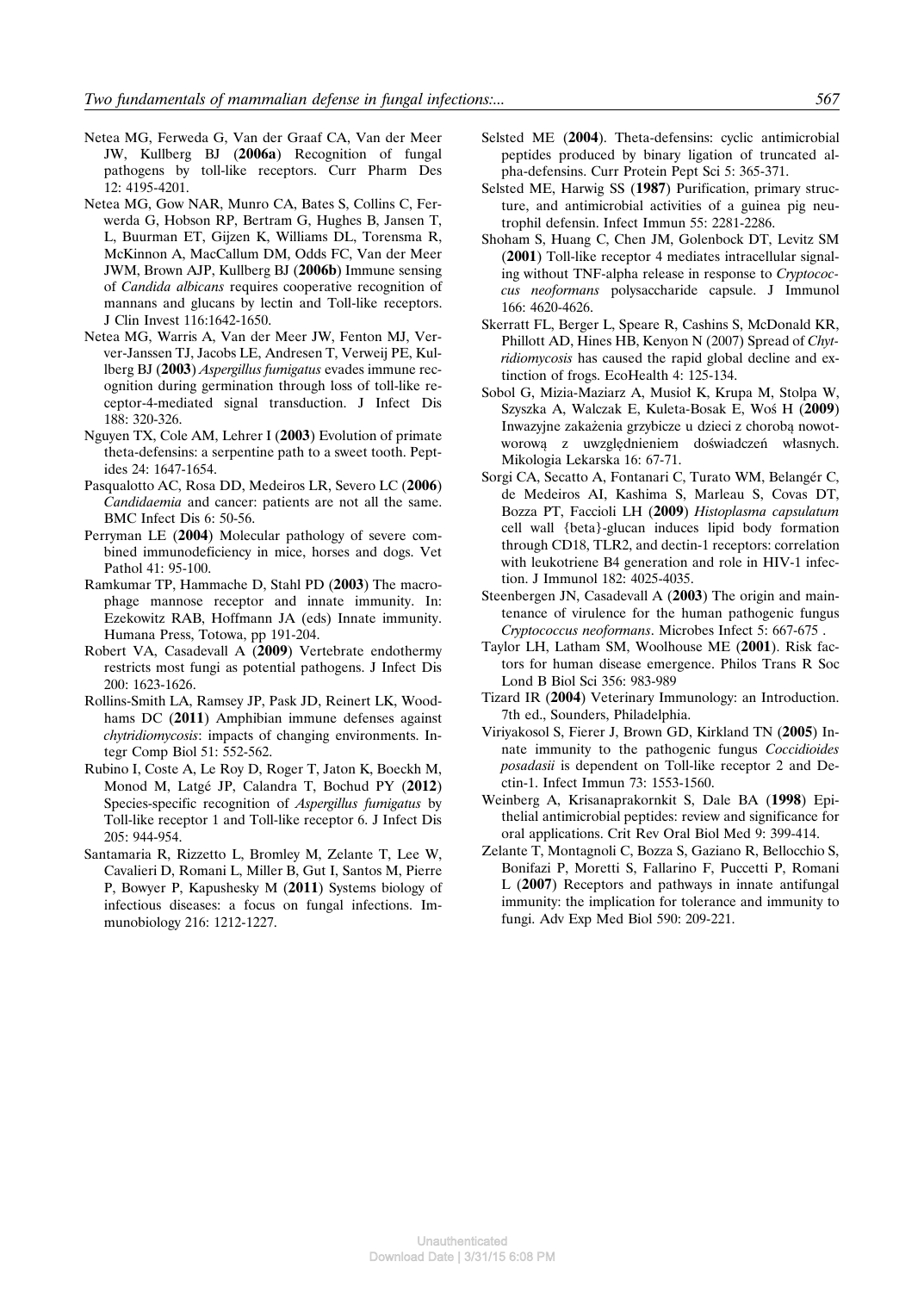Netea MG, Ferweda G, Van der Graaf CA, Van der Meer JW, Kullberg BJ (**2006a**) Recognition of fungal pathogens by toll-like receptors. Curr Pharm Des 12: 4195-4201.

Netea MG, Gow NAR, Munro CA, Bates S, Collins C, Ferwerda G, Hobson RP, Bertram G, Hughes B, Jansen T, L, Buurman ET, Gijzen K, Williams DL, Torensma R, McKinnon A, MacCallum DM, Odds FC, Van der Meer JWM, Brown AJP, Kullberg BJ (**2006b**) Immune sensing of *Candida albicans* requires cooperative recognition of mannans and glucans by lectin and Toll-like receptors. J Clin Invest 116:1642-1650.

Netea MG, Warris A, Van der Meer JW, Fenton MJ, Verver-Janssen TJ, Jacobs LE, Andresen T, Verweij PE, Kullberg BJ (**2003**) *Aspergillus fumigatus* evades immune recognition during germination through loss of toll-like receptor-4-mediated signal transduction. J Infect Dis 188: 320-326.

Nguyen TX, Cole AM, Lehrer I (**2003**) Evolution of primate theta-defensins: a serpentine path to a sweet tooth. Peptides 24: 1647-1654.

Pasqualotto AC, Rosa DD, Medeiros LR, Severo LC (**2006**) *Candidaemia* and cancer: patients are not all the same. BMC Infect Dis 6: 50-56.

Perryman LE (**2004**) Molecular pathology of severe combined immunodeficiency in mice, horses and dogs. Vet Pathol 41: 95-100.

Ramkumar TP, Hammache D, Stahl PD (**2003**) The macrophage mannose receptor and innate immunity. In: Ezekowitz RAB, Hoffmann JA (eds) Innate immunity. Humana Press, Totowa, pp 191-204.

Robert VA, Casadevall A (**2009**) Vertebrate endothermy restricts most fungi as potential pathogens. J Infect Dis 200: 1623-1626.

Rollins-Smith LA, Ramsey JP, Pask JD, Reinert LK, Woodhams DC (**2011**) Amphibian immune defenses against *chytridiomycosis*: impacts of changing environments. Integr Comp Biol 51: 552-562.

Rubino I, Coste A, Le Roy D, Roger T, Jaton K, Boeckh M, Monod M, Latgé JP, Calandra T, Bochud PY (**2012**) Species-specific recognition of *Aspergillus fumigatus* by Toll-like receptor 1 and Toll-like receptor 6. J Infect Dis 205: 944-954.

Santamaria R, Rizzetto L, Bromley M, Zelante T, Lee W, Cavalieri D, Romani L, Miller B, Gut I, Santos M, Pierre P, Bowyer P, Kapushesky M (**2011**) Systems biology of infectious diseases: a focus on fungal infections. Immunobiology 216: 1212-1227.

Selsted ME (**2004**). Theta-defensins: cyclic antimicrobial peptides produced by binary ligation of truncated alpha-defensins. Curr Protein Pept Sci 5: 365-371.

Selsted ME, Harwig SS (**1987**) Purification, primary structure, and antimicrobial activities of a guinea pig neutrophil defensin. Infect Immun 55: 2281-2286.

Shoham S, Huang C, Chen JM, Golenbock DT, Levitz SM (**2001**) Toll-like receptor 4 mediates intracellular signaling without TNF-alpha release in response to *Cryptococcus neoformans* polysaccharide capsule. J Immunol 166: 4620-4626.

Skerratt FL, Berger L, Speare R, Cashins S, McDonald KR, Phillott AD, Hines HB, Kenyon N (2007) Spread of *Chytridiomycosis* has caused the rapid global decline and extinction of frogs. EcoHealth 4: 125-134.

Sobol G, Mizia-Maziarz A, Musioł K, Krupa M, Stolpa W, Szyszka A, Walczak E, Kuleta-Bosak E, Woś H (**2009**) Inwazyjne zakażenia grzybicze u dzieci z chorobą nowotworową z uwzględnieniem doświadczeń własnych. Mikologia Lekarska 16: 67-71.

Sorgi CA, Secatto A, Fontanari C, Turato WM, Belangér C, de Medeiros AI, Kashima S, Marleau S, Covas DT, Bozza PT, Faccioli LH (**2009**) *Histoplasma capsulatum* cell wall {beta}-glucan induces lipid body formation through CD18, TLR2, and dectin-1 receptors: correlation with leukotriene B4 generation and role in HIV-1 infection. J Immunol 182: 4025-4035.

Steenbergen JN, Casadevall A (**2003**) The origin and maintenance of virulence for the human pathogenic fungus *Cryptococcus neoformans*. Microbes Infect 5: 667-675 .

Taylor LH, Latham SM, Woolhouse ME (**2001**). Risk factors for human disease emergence. Philos Trans R Soc Lond B Biol Sci 356: 983-989

Tizard IR (**2004**) Veterinary Immunology: an Introduction. 7th ed., Sounders, Philadelphia.

Viriyakosol S, Fierer J, Brown GD, Kirkland TN (**2005**) Innate immunity to the pathogenic fungus *Coccidioides posadasii* is dependent on Toll-like receptor 2 and Dectin-1. Infect Immun 73: 1553-1560.

Weinberg A, Krisanaprakornkit S, Dale BA (**1998**) Epithelial antimicrobial peptides: review and significance for oral applications. Crit Rev Oral Biol Med 9: 399-414.

Zelante T, Montagnoli C, Bozza S, Gaziano R, Bellocchio S, Bonifazi P, Moretti S, Fallarino F, Puccetti P, Romani L (**2007**) Receptors and pathways in innate antifungal immunity: the implication for tolerance and immunity to fungi. Adv Exp Med Biol 590: 209-221.